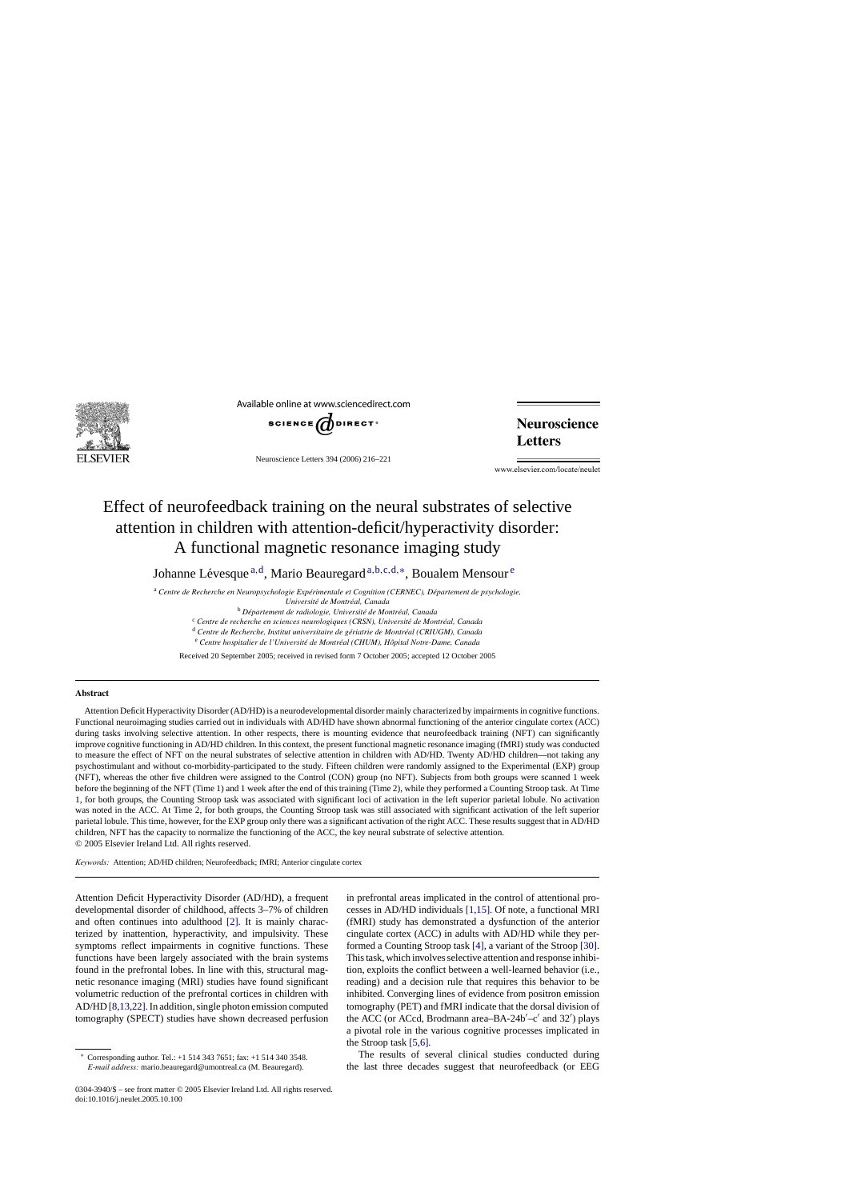# Effect of neurofeedback training on the neural substrates of selective attention in children with attention-deficit/hyperactivity disorder: A functional magnetic resonance imaging study

Johanne Lévesque [a,d], Mario Beauregard [a,b,c,d,*], Boualem Mensour [e]

[a] *Centre de Recherche en Neuropsychologie Expérimentale et Cognition (CERNEC), Département de psychologie, Université de Montréal, Canada*

[b] *Département de radiologie, Université de Montréal, Canada*

[c] *Centre de recherche en sciences neurologiques (CRSN), Université de Montréal, Canada*

[d] *Centre de Recherche, Institut universitaire de gériatrie de Montréal (CRIUGM), Canada*

[e] *Centre hospitalier de l'Université de Montréal (CHUM), Hôpital Notre-Dame, Canada*

Received 20 September 2005; received in revised form 7 October 2005; accepted 12 October 2005

## Abstract

Attention Deficit Hyperactivity Disorder (AD/HD) is a neurodevelopmental disorder mainly characterized by impairments in cognitive functions. Functional neuroimaging studies carried out in individuals with AD/HD have shown abnormal functioning of the anterior cingulate cortex (ACC) during tasks involving selective attention. In other respects, there is mounting evidence that neurofeedback training (NFT) can significantly improve cognitive functioning in AD/HD children. In this context, the present functional magnetic resonance imaging (fMRI) study was conducted to measure the effect of NFT on the neural substrates of selective attention in children with AD/HD. Twenty AD/HD children—not taking any psychostimulant and without co-morbidity-participated to the study. Fifteen children were randomly assigned to the Experimental (EXP) group (NFT), whereas the other five children were assigned to the Control (CON) group (no NFT). Subjects from both groups were scanned 1 week before the beginning of the NFT (Time 1) and 1 week after the end of this training (Time 2), while they performed a Counting Stroop task. At Time 1, for both groups, the Counting Stroop task was associated with significant loci of activation in the left superior parietal lobule. No activation was noted in the ACC. At Time 2, for both groups, the Counting Stroop task was still associated with significant activation of the left superior parietal lobule. This time, however, for the EXP group only there was a significant activation of the right ACC. These results suggest that in AD/HD children, NFT has the capacity to normalize the functioning of the ACC, the key neural substrate of selective attention.

© 2005 Elsevier Ireland Ltd. All rights reserved.

*Keywords:* Attention; AD/HD children; Neurofeedback; fMRI; Anterior cingulate cortex

Attention Deficit Hyperactivity Disorder (AD/HD), a frequent developmental disorder of childhood, affects 3–7% of children and often continues into adulthood [2]. It is mainly characterized by inattention, hyperactivity, and impulsivity. These symptoms reflect impairments in cognitive functions. These functions have been largely associated with the brain systems found in the prefrontal lobes. In line with this, structural magnetic resonance imaging (MRI) studies have found significant volumetric reduction of the prefrontal cortices in children with AD/HD [8,13,22]. In addition, single photon emission computed tomography (SPECT) studies have shown decreased perfusion in prefrontal areas implicated in the control of attentional processes in AD/HD individuals [1,15]. Of note, a functional MRI (fMRI) study has demonstrated a dysfunction of the anterior cingulate cortex (ACC) in adults with AD/HD while they performed a Counting Stroop task [4], a variant of the Stroop [30]. This task, which involves selective attention and response inhibition, exploits the conflict between a well-learned behavior (i.e., reading) and a decision rule that requires this behavior to be inhibited. Converging lines of evidence from positron emission tomography (PET) and fMRI indicate that the dorsal division of the ACC (or ACcd, Brodmann area–BA-24b′–c′ and 32′) plays a pivotal role in the various cognitive processes implicated in the Stroop task [5,6].

The results of several clinical studies conducted during the last three decades suggest that neurofeedback (or EEG

* Corresponding author. Tel.: +1 514 343 7651; fax: +1 514 340 3548. *E-mail address:* mario.beauregard@umontreal.ca (M. Beauregard).

0304-3940/$ – see front matter © 2005 Elsevier Ireland Ltd. All rights reserved.
doi:10.1016/j.neulet.2005.10.100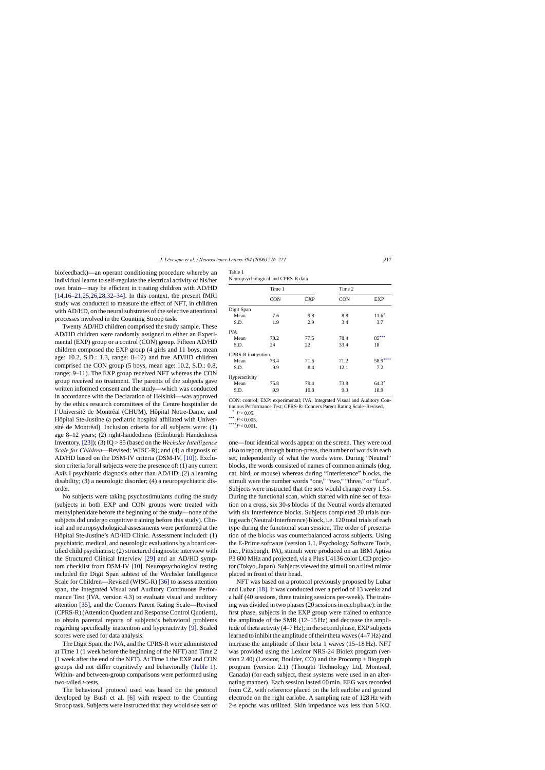biofeedback)—an operant conditioning procedure whereby an individual learns to self-regulate the electrical activity of his/her own brain—may be efficient in treating children with AD/HD [14,16–21,25,26,28,32–34]. In this context, the present fMRI study was conducted to measure the effect of NFT, in children with AD/HD, on the neural substrates of the selective attentional processes involved in the Counting Stroop task.

Twenty AD/HD children comprised the study sample. These AD/HD children were randomly assigned to either an Experimental (EXP) group or a control (CON) group. Fifteen AD/HD children composed the EXP group (4 girls and 11 boys, mean age: 10.2, S.D.: 1.3, range: 8–12) and five AD/HD children comprised the CON group (5 boys, mean age: 10.2, S.D.: 0.8, range: 9–11). The EXP group received NFT whereas the CON group received no treatment. The parents of the subjects gave written informed consent and the study—which was conducted in accordance with the Declaration of Helsinki—was approved by the ethics research committees of the Centre hospitalier de l'Université de Montréal (CHUM), Hôpital Notre-Dame, and Hôpital Ste-Justine (a pediatric hospital affiliated with Université de Montréal). Inclusion criteria for all subjects were: (1) age 8–12 years; (2) right-handedness (Edinburgh Handedness Inventory, [23]); (3) IQ > 85 (based on the *Wechsler Intelligence Scale for Children*—Revised; WISC-R); and (4) a diagnosis of AD/HD based on the DSM-IV criteria (DSM-IV, [10]). Exclusion criteria for all subjects were the presence of: (1) any current Axis I psychiatric diagnosis other than AD/HD; (2) a learning disability; (3) a neurologic disorder; (4) a neuropsychiatric disorder.

No subjects were taking psychostimulants during the study (subjects in both EXP and CON groups were treated with methylphenidate before the beginning of the study—none of the subjects did undergo cognitive training before this study). Clinical and neuropsychological assessments were performed at the Hôpital Ste-Justine's AD/HD Clinic. Assessment included: (1) psychiatric, medical, and neurologic evaluations by a board certified child psychiatrist; (2) structured diagnostic interview with the Structured Clinical Interview [29] and an AD/HD symptom checklist from DSM-IV [10]. Neuropsychological testing included the Digit Span subtest of the Wechsler Intelligence Scale for Children—Revised (WISC-R) [36] to assess attention span, the Integrated Visual and Auditory Continuous Performance Test (IVA, version 4.3) to evaluate visual and auditory attention [35], and the Conners Parent Rating Scale—Revised (CPRS-R) (Attention Quotient and Response Control Quotient), to obtain parental reports of subjects's behavioral problems regarding specifically inattention and hyperactivity [9]. Scaled scores were used for data analysis.

The Digit Span, the IVA, and the CPRS-R were administered at Time 1 (1 week before the beginning of the NFT) and Time 2 (1 week after the end of the NFT). At Time 1 the EXP and CON groups did not differ cognitively and behaviorally (Table 1). Within- and between-group comparisons were performed using two-tailed *t*-tests.

The behavioral protocol used was based on the protocol developed by Bush et al. [6] with respect to the Counting Stroop task. Subjects were instructed that they would see sets of one—four identical words appear on the screen. They were told also to report, through button-press, the number of words in each set, independently of what the words were. During "Neutral" blocks, the words consisted of names of common animals (dog, cat, bird, or mouse) whereas during "Interference" blocks, the stimuli were the number words "one," "two," "three," or "four". Subjects were instructed that the sets would change every 1.5 s. During the functional scan, which started with nine sec of fixation on a cross, six 30-s blocks of the Neutral words alternated with six Interference blocks. Subjects completed 20 trials during each (Neutral/Interference) block, i.e. 120 total trials of each type during the functional scan session. The order of presentation of the blocks was counterbalanced across subjects. Using the E-Prime software (version 1.1, Psychology Software Tools, Inc., Pittsburgh, PA), stimuli were produced on an IBM Aptiva P3 600 MHz and projected, via a Plus U4136 color LCD projector (Tokyo, Japan). Subjects viewed the stimuli on a tilted mirror placed in front of their head.

Table 1
Neuropsychological and CPRS-R data

| | Time 1 | | Time 2 | |
|---|---|---|---|---|
| | CON | EXP | CON | EXP |
| Digit Span | | | | |
| Mean | 7.6 | 9.8 | 8.8 | 11.6* |
| S.D. | 1.9 | 2.9 | 3.4 | 3.7 |
| IVA | | | | |
| Mean | 78.2 | 77.5 | 78.4 | 85*** |
| S.D. | 24 | 22 | 33.4 | 18 |
| CPRS-R inattention | | | | |
| Mean | 73.4 | 71.6 | 71.2 | 58.9**** |
| S.D. | 9.9 | 8.4 | 12.1 | 7.2 |
| Hyperactivity | | | | |
| Mean | 75.8 | 79.4 | 73.8 | 64.3* |
| S.D. | 9.9 | 10.8 | 9.3 | 18.9 |

CON: control; EXP: experimental; IVA: Integrated Visual and Auditory Continuous Performance Test; CPRS-R: Conners Parent Rating Scale–Revised.
* $P < 0.05$.
*** $P < 0.005$.
**** $P < 0.001$.

NFT was based on a protocol previously proposed by Lubar and Lubar [18]. It was conducted over a period of 13 weeks and a half (40 sessions, three training sessions per-week). The training was divided in two phases (20 sessions in each phase): in the first phase, subjects in the EXP group were trained to enhance the amplitude of the SMR (12–15 Hz) and decrease the amplitude of theta activity (4–7 Hz); in the second phase, EXP subjects learned to inhibit the amplitude of their theta waves (4–7 Hz) and increase the amplitude of their beta 1 waves (15–18 Hz). NFT was provided using the Lexicor NRS-24 Biolex program (version 2.40) (Lexicor, Boulder, CO) and the Procomp + Biograph program (version 2.1) (Thought Technology Ltd, Montreal, Canada) (for each subject, these systems were used in an alternating manner). Each session lasted 60 min. EEG was recorded from CZ, with reference placed on the left earlobe and ground electrode on the right earlobe. A sampling rate of 128 Hz with 2-s epochs was utilized. Skin impedance was less than 5 KΩ.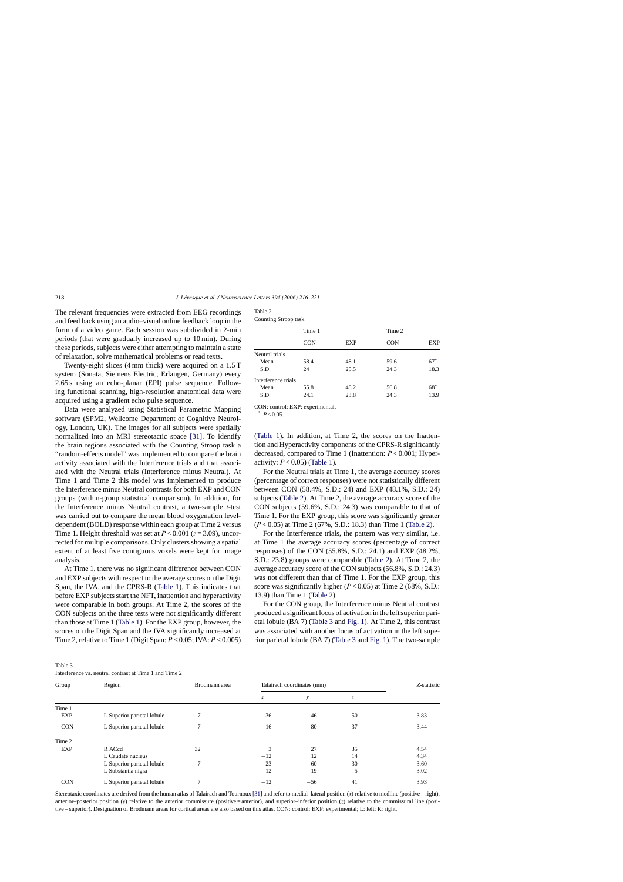The relevant frequencies were extracted from EEG recordings and feed back using an audio–visual online feedback loop in the form of a video game. Each session was subdivided in 2-min periods (that were gradually increased up to 10 min). During these periods, subjects were either attempting to maintain a state of relaxation, solve mathematical problems or read texts.

Twenty-eight slices (4 mm thick) were acquired on a 1.5 T system (Sonata, Siemens Electric, Erlangen, Germany) every 2.65 s using an echo-planar (EPI) pulse sequence. Following functional scanning, high-resolution anatomical data were acquired using a gradient echo pulse sequence.

Data were analyzed using Statistical Parametric Mapping software (SPM2, Wellcome Department of Cognitive Neurology, London, UK). The images for all subjects were spatially normalized into an MRI stereotactic space [31]. To identify the brain regions associated with the Counting Stroop task a "random-effects model" was implemented to compare the brain activity associated with the Interference trials and that associated with the Neutral trials (Interference minus Neutral). At Time 1 and Time 2 this model was implemented to produce the Interference minus Neutral contrasts for both EXP and CON groups (within-group statistical comparison). In addition, for the Interference minus Neutral contrast, a two-sample $t$-test was carried out to compare the mean blood oxygenation level-dependent (BOLD) response within each group at Time 2 versus Time 1. Height threshold was set at $P < 0.001$ ($z = 3.09$), uncorrected for multiple comparisons. Only clusters showing a spatial extent of at least five contiguous voxels were kept for image analysis.

At Time 1, there was no significant difference between CON and EXP subjects with respect to the average scores on the Digit Span, the IVA, and the CPRS-R (Table 1). This indicates that before EXP subjects start the NFT, inattention and hyperactivity were comparable in both groups. At Time 2, the scores of the CON subjects on the three tests were not significantly different than those at Time 1 (Table 1). For the EXP group, however, the scores on the Digit Span and the IVA significantly increased at Time 2, relative to Time 1 (Digit Span: $P < 0.05$; IVA: $P < 0.005$) (Table 1). In addition, at Time 2, the scores on the Inattention and Hyperactivity components of the CPRS-R significantly decreased, compared to Time 1 (Inattention: $P < 0.001$; Hyperactivity: $P < 0.05$) (Table 1).

Table 2
Counting Stroop task

| | Time 1 | | Time 2 | |
|---|---|---|---|---|
| | CON | EXP | CON | EXP |
| Neutral trials | | | | |
| Mean | 58.4 | 48.1 | 59.6 | 67* |
| S.D. | 24 | 25.5 | 24.3 | 18.3 |
| Interference trials | | | | |
| Mean | 55.8 | 48.2 | 56.8 | 68* |
| S.D. | 24.1 | 23.8 | 24.3 | 13.9 |

CON: control; EXP: experimental.

* $P < 0.05$.

For the Neutral trials at Time 1, the average accuracy scores (percentage of correct responses) were not statistically different between CON (58.4%, S.D.: 24) and EXP (48.1%, S.D.: 24) subjects (Table 2). At Time 2, the average accuracy score of the CON subjects (59.6%, S.D.: 24.3) was comparable to that of Time 1. For the EXP group, this score was significantly greater ($P < 0.05$) at Time 2 (67%, S.D.: 18.3) than Time 1 (Table 2).

For the Interference trials, the pattern was very similar, i.e. at Time 1 the average accuracy scores (percentage of correct responses) of the CON (55.8%, S.D.: 24.1) and EXP (48.2%, S.D.: 23.8) groups were comparable (Table 2). At Time 2, the average accuracy score of the CON subjects (56.8%, S.D.: 24.3) was not different than that of Time 1. For the EXP group, this score was significantly higher ($P < 0.05$) at Time 2 (68%, S.D.: 13.9) than Time 1 (Table 2).

For the CON group, the Interference minus Neutral contrast produced a significant locus of activation in the left superior parietal lobule (BA 7) (Table 3 and Fig. 1). At Time 2, this contrast was associated with another locus of activation in the left superior parietal lobule (BA 7) (Table 3 and Fig. 1). The two-sample

Table 3
Interference vs. neutral contrast at Time 1 and Time 2

| Group | Region | Brodmann area | Talairach coordinates (mm) | | | Z-statistic |
|---|---|---|---|---|---|---|
| | | | $x$ | $y$ | $z$ | |
| Time 1 | | | | | | |
| EXP | L Superior parietal lobule | 7 | −36 | −46 | 50 | 3.83 |
| CON | L Superior parietal lobule | 7 | −16 | −80 | 37 | 3.44 |
| Time 2 | | | | | | |
| EXP | R ACcd | 32 | 3 | 27 | 35 | 4.54 |
| | L Caudate nucleus | | −12 | 12 | 14 | 4.34 |
| | L Superior parietal lobule | 7 | −23 | −60 | 30 | 3.60 |
| | L Substantia nigra | | −12 | −19 | −5 | 3.02 |
| CON | L Superior parietal lobule | 7 | −12 | −56 | 41 | 3.93 |

Stereotaxic coordinates are derived from the human atlas of Talairach and Tournoux [31] and refer to medial–lateral position ($x$) relative to medline (positive = right), anterior–posterior position ($y$) relative to the anterior commissure (positive = anterior), and superior–inferior position ($z$) relative to the commissural line (positive = superior). Designation of Brodmann areas for cortical areas are also based on this atlas. CON: control; EXP: experimental; L: left; R: right.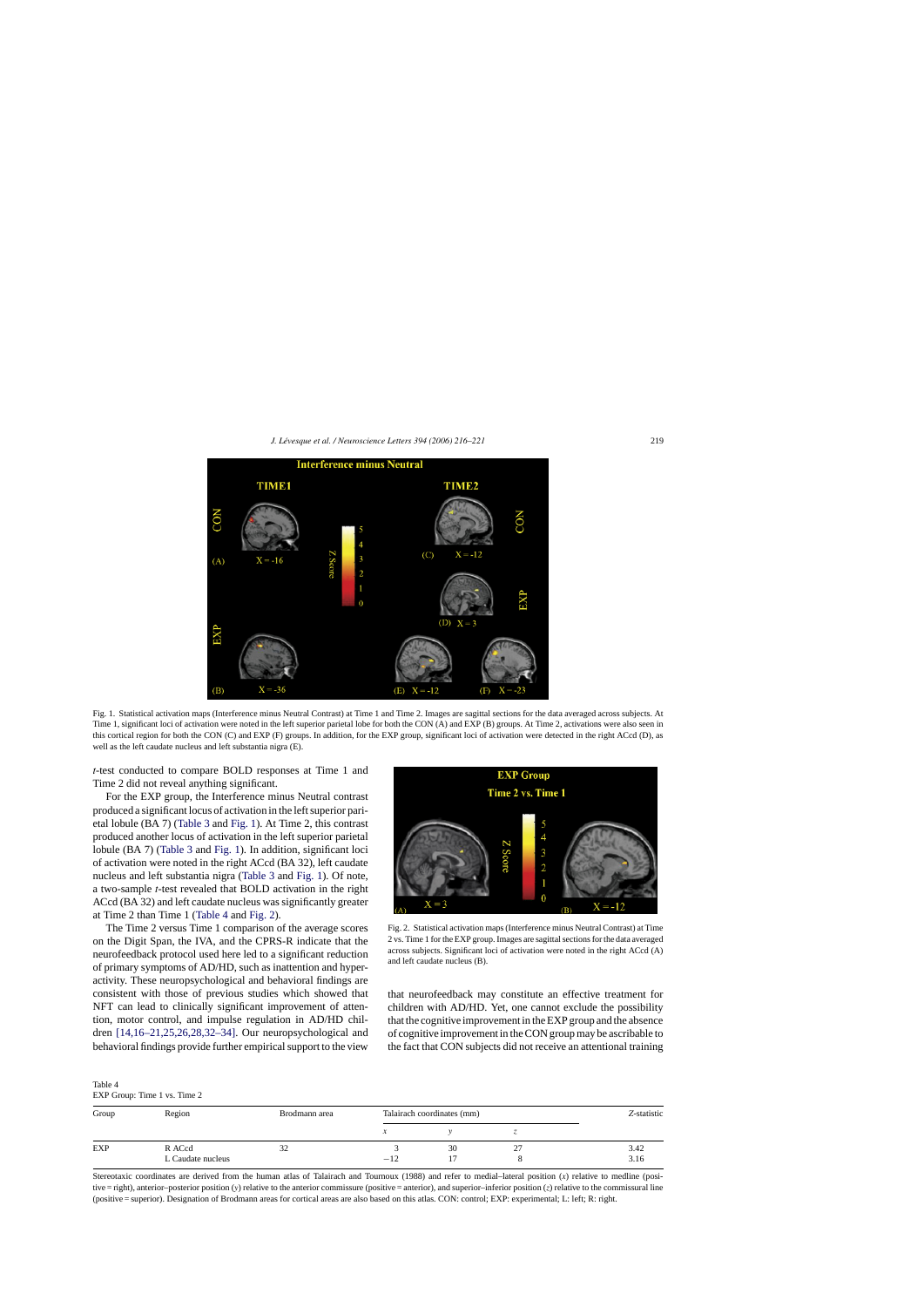Fig. 1. Statistical activation maps (Interference minus Neutral Contrast) at Time 1 and Time 2. Images are sagittal sections for the data averaged across subjects. At Time 1, significant loci of activation were noted in the left superior parietal lobe for both the CON (A) and EXP (B) groups. At Time 2, activations were also seen in this cortical region for both the CON (C) and EXP (F) groups. In addition, for the EXP group, significant loci of activation were detected in the right ACcd (D), as well as the left caudate nucleus and left substantia nigra (E).

*t*-test conducted to compare BOLD responses at Time 1 and Time 2 did not reveal anything significant.

For the EXP group, the Interference minus Neutral contrast produced a significant locus of activation in the left superior parietal lobule (BA 7) (Table 3 and Fig. 1). At Time 2, this contrast produced another locus of activation in the left superior parietal lobule (BA 7) (Table 3 and Fig. 1). In addition, significant loci of activation were noted in the right ACcd (BA 32), left caudate nucleus and left substantia nigra (Table 3 and Fig. 1). Of note, a two-sample *t*-test revealed that BOLD activation in the right ACcd (BA 32) and left caudate nucleus was significantly greater at Time 2 than Time 1 (Table 4 and Fig. 2).

The Time 2 versus Time 1 comparison of the average scores on the Digit Span, the IVA, and the CPRS-R indicate that the neurofeedback protocol used here led to a significant reduction of primary symptoms of AD/HD, such as inattention and hyperactivity. These neuropsychological and behavioral findings are consistent with those of previous studies which showed that NFT can lead to clinically significant improvement of attention, motor control, and impulse regulation in AD/HD children [14,16–21,25,26,28,32–34]. Our neuropsychological and behavioral findings provide further empirical support to the view that neurofeedback may constitute an effective treatment for children with AD/HD. Yet, one cannot exclude the possibility that the cognitive improvement in the EXP group and the absence of cognitive improvement in the CON group may be ascribable to the fact that CON subjects did not receive an attentional training

Fig. 2. Statistical activation maps (Interference minus Neutral Contrast) at Time 2 vs. Time 1 for the EXP group. Images are sagittal sections for the data averaged across subjects. Significant loci of activation were noted in the right ACcd (A) and left caudate nucleus (B).

Table 4
EXP Group: Time 1 vs. Time 2

| Group | Region | Brodmann area | Talairach coordinates (mm) | | | Z-statistic |
|---|---|---|---|---|---|---|
| | | | *x* | *y* | *z* | |
| EXP | R ACcd | 32 | 3 | 30 | 27 | 3.42 |
| | L Caudate nucleus | | −12 | 17 | 8 | 3.16 |

Stereotaxic coordinates are derived from the human atlas of Talairach and Tournoux (1988) and refer to medial–lateral position (*x*) relative to medline (positive = right), anterior–posterior position (*y*) relative to the anterior commissure (positive = anterior), and superior–inferior position (*z*) relative to the commissural line (positive = superior). Designation of Brodmann areas for cortical areas are also based on this atlas. CON: control; EXP: experimental; L: left; R: right.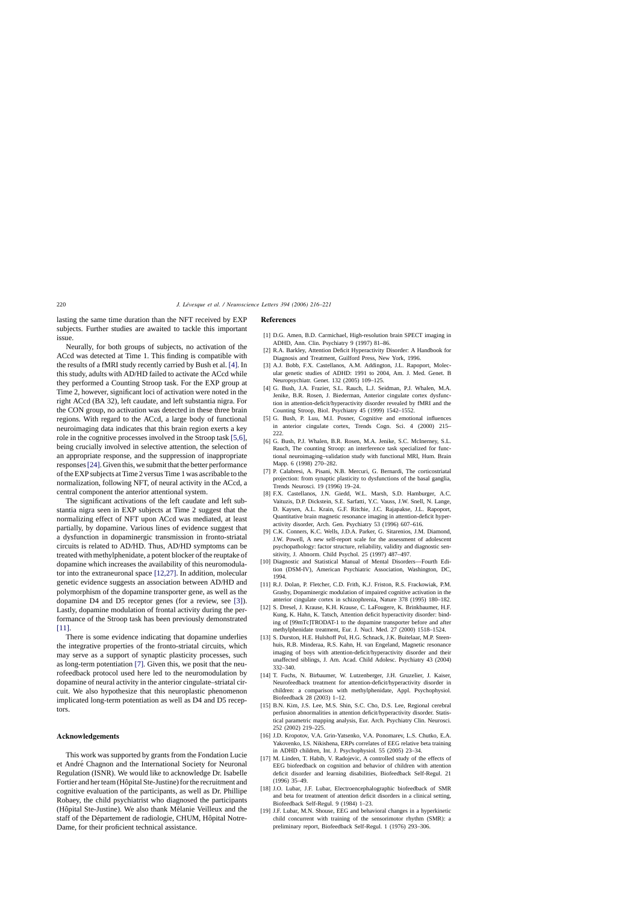lasting the same time duration than the NFT received by EXP subjects. Further studies are awaited to tackle this important issue.

Neurally, for both groups of subjects, no activation of the ACcd was detected at Time 1. This finding is compatible with the results of a fMRI study recently carried by Bush et al. [4]. In this study, adults with AD/HD failed to activate the ACcd while they performed a Counting Stroop task. For the EXP group at Time 2, however, significant loci of activation were noted in the right ACcd (BA 32), left caudate, and left substantia nigra. For the CON group, no activation was detected in these three brain regions. With regard to the ACcd, a large body of functional neuroimaging data indicates that this brain region exerts a key role in the cognitive processes involved in the Stroop task [5,6], being crucially involved in selective attention, the selection of an appropriate response, and the suppression of inappropriate responses [24]. Given this, we submit that the better performance of the EXP subjects at Time 2 versus Time 1 was ascribable to the normalization, following NFT, of neural activity in the ACcd, a central component the anterior attentional system.

The significant activations of the left caudate and left substantia nigra seen in EXP subjects at Time 2 suggest that the normalizing effect of NFT upon ACcd was mediated, at least partially, by dopamine. Various lines of evidence suggest that a dysfunction in dopaminergic transmission in fronto-striatal circuits is related to AD/HD. Thus, AD/HD symptoms can be treated with methylphenidate, a potent blocker of the reuptake of dopamine which increases the availability of this neuromodulator into the extraneuronal space [12,27]. In addition, molecular genetic evidence suggests an association between AD/HD and polymorphism of the dopamine transporter gene, as well as the dopamine D4 and D5 receptor genes (for a review, see [3]). Lastly, dopamine modulation of frontal activity during the performance of the Stroop task has been previously demonstrated [11].

There is some evidence indicating that dopamine underlies the integrative properties of the fronto-striatal circuits, which may serve as a support of synaptic plasticity processes, such as long-term potentiation [7]. Given this, we posit that the neurofeedback protocol used here led to the neuromodulation by dopamine of neural activity in the anterior cingulate–striatal circuit. We also hypothesize that this neuroplastic phenomenon implicated long-term potentiation as well as D4 and D5 receptors.

## Acknowledgements

This work was supported by grants from the Fondation Lucie et André Chagnon and the International Society for Neuronal Regulation (ISNR). We would like to acknowledge Dr. Isabelle Fortier and her team (Hôpital Ste-Justine) for the recruitment and cognitive evaluation of the participants, as well as Dr. Phillipe Robaey, the child psychiatrist who diagnosed the participants (Hôpital Ste-Justine). We also thank Mélanie Veilleux and the staff of the Département de radiologie, CHUM, Hôpital Notre-Dame, for their proficient technical assistance.

## References

[1] D.G. Amen, B.D. Carmichael, High-resolution brain SPECT imaging in ADHD, Ann. Clin. Psychiatry 9 (1997) 81–86.

[2] R.A. Barkley, Attention Deficit Hyperactivity Disorder: A Handbook for Diagnosis and Treatment, Guilford Press, New York, 1996.

[3] A.J. Bobb, F.X. Castellanos, A.M. Addington, J.L. Rapoport, Molecular genetic studies of ADHD: 1991 to 2004, Am. J. Med. Genet. B Neuropsychiatr. Genet. 132 (2005) 109–125.

[4] G. Bush, J.A. Frazier, S.L. Rauch, L.J. Seidman, P.J. Whalen, M.A. Jenike, B.R. Rosen, J. Biederman, Anterior cingulate cortex dysfunction in attention-deficit/hyperactivity disorder revealed by fMRI and the Counting Stroop, Biol. Psychiatry 45 (1999) 1542–1552.

[5] G. Bush, P. Luu, M.I. Posner, Cognitive and emotional influences in anterior cingulate cortex, Trends Cogn. Sci. 4 (2000) 215–222.

[6] G. Bush, P.J. Whalen, B.R. Rosen, M.A. Jenike, S.C. McInerney, S.L. Rauch, The counting Stroop: an interference task specialized for functional neuroimaging–validation study with functional MRI, Hum. Brain Mapp. 6 (1998) 270–282.

[7] P. Calabresi, A. Pisani, N.B. Mercuri, G. Bernardi, The corticostriatal projection: from synaptic plasticity to dysfunctions of the basal ganglia, Trends Neurosci. 19 (1996) 19–24.

[8] F.X. Castellanos, J.N. Giedd, W.L. Marsh, S.D. Hamburger, A.C. Vaituzis, D.P. Dickstein, S.E. Sarfatti, Y.C. Vauss, J.W. Snell, N. Lange, D. Kaysen, A.L. Krain, G.F. Ritchie, J.C. Rajapakse, J.L. Rapoport, Quantitative brain magnetic resonance imaging in attention-deficit hyperactivity disorder, Arch. Gen. Psychiatry 53 (1996) 607–616.

[9] C.K. Conners, K.C. Wells, J.D.A. Parker, G. Sitarenios, J.M. Diamond, J.W. Powell, A new self-report scale for the assessment of adolescent psychopathology: factor structure, reliability, validity and diagnostic sensitivity, J. Abnorm. Child Psychol. 25 (1997) 487–497.

[10] Diagnostic and Statistical Manual of Mental Disorders—Fourth Edition (DSM-IV), American Psychiatric Association, Washington, DC, 1994.

[11] R.J. Dolan, P. Fletcher, C.D. Frith, K.J. Friston, R.S. Frackowiak, P.M. Grasby, Dopaminergic modulation of impaired cognitive activation in the anterior cingulate cortex in schizophrenia, Nature 378 (1995) 180–182.

[12] S. Dresel, J. Krause, K.H. Krause, C. LaFougere, K. Brinkbaumer, H.F. Kung, K. Hahn, K. Tatsch, Attention deficit hyperactivity disorder: binding of [99mTc]TRODAT-1 to the dopamine transporter before and after methylphenidate treatment, Eur. J. Nucl. Med. 27 (2000) 1518–1524.

[13] S. Durston, H.E. Hulshoff Pol, H.G. Schnack, J.K. Buitelaar, M.P. Steenhuis, R.B. Minderaa, R.S. Kahn, H. van Engeland, Magnetic resonance imaging of boys with attention-deficit/hyperactivity disorder and their unaffected siblings, J. Am. Acad. Child Adolesc. Psychiatry 43 (2004) 332–340.

[14] T. Fuchs, N. Birbaumer, W. Lutzenberger, J.H. Gruzelier, J. Kaiser, Neurofeedback treatment for attention-deficit/hyperactivity disorder in children: a comparison with methylphenidate, Appl. Psychophysiol. Biofeedback 28 (2003) 1–12.

[15] B.N. Kim, J.S. Lee, M.S. Shin, S.C. Cho, D.S. Lee, Regional cerebral perfusion abnormalities in attention deficit/hyperactivity disorder. Statistical parametric mapping analysis, Eur. Arch. Psychiatry Clin. Neurosci. 252 (2002) 219–225.

[16] J.D. Kropotov, V.A. Grin-Yatsenko, V.A. Ponomarev, L.S. Chutko, E.A. Yakovenko, I.S. Nikishena, ERPs correlates of EEG relative beta training in ADHD children, Int. J. Psychophysiol. 55 (2005) 23–34.

[17] M. Linden, T. Habib, V. Radojevic, A controlled study of the effects of EEG biofeedback on cognition and behavior of children with attention deficit disorder and learning disabilities, Biofeedback Self-Regul. 21 (1996) 35–49.

[18] J.O. Lubar, J.F. Lubar, Electroencephalographic biofeedback of SMR and beta for treatment of attention deficit disorders in a clinical setting, Biofeedback Self-Regul. 9 (1984) 1–23.

[19] J.F. Lubar, M.N. Shouse, EEG and behavioral changes in a hyperkinetic child concurrent with training of the sensorimotor rhythm (SMR): a preliminary report, Biofeedback Self-Regul. 1 (1976) 293–306.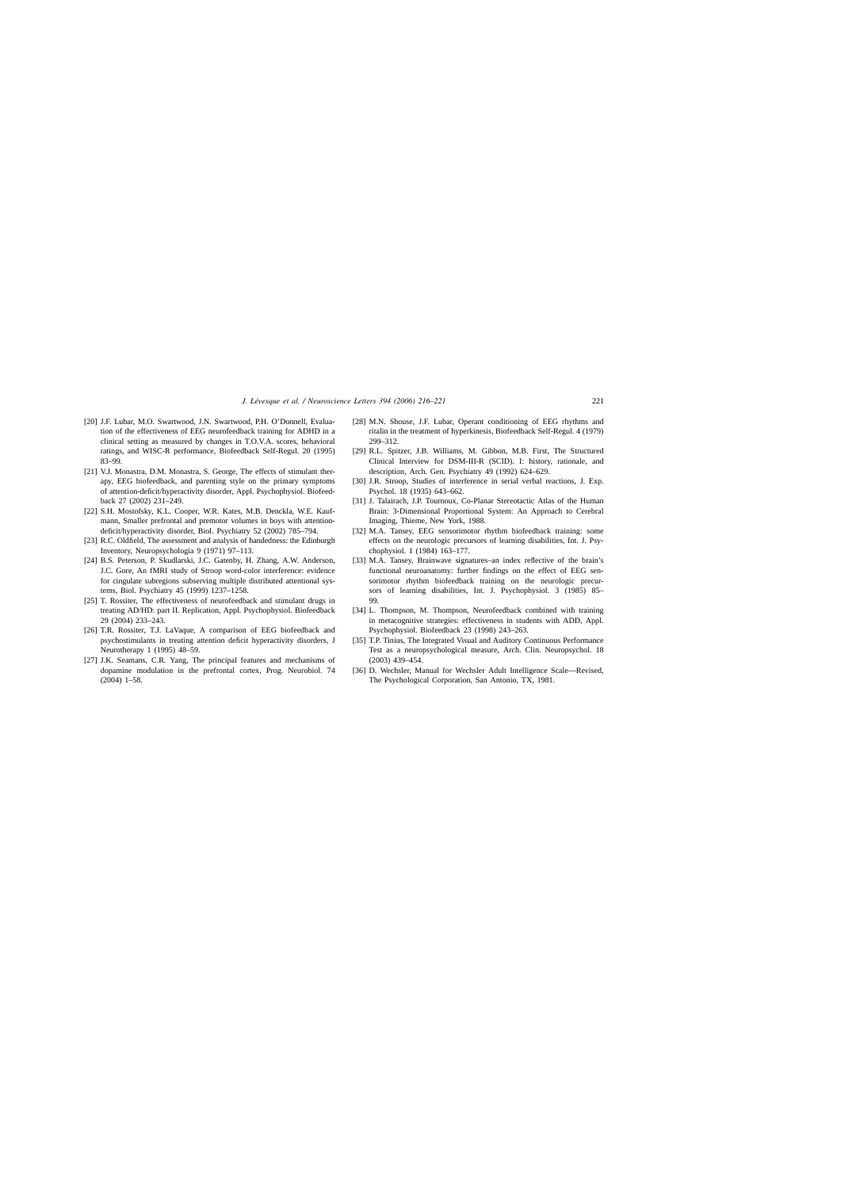[20] J.F. Lubar, M.O. Swartwood, J.N. Swartwood, P.H. O'Donnell, Evaluation of the effectiveness of EEG neurofeedback training for ADHD in a clinical setting as measured by changes in T.O.V.A. scores, behavioral ratings, and WISC-R performance, Biofeedback Self-Regul. 20 (1995) 83–99.

[21] V.J. Monastra, D.M. Monastra, S. George, The effects of stimulant therapy, EEG biofeedback, and parenting style on the primary symptoms of attention-deficit/hyperactivity disorder, Appl. Psychophysiol. Biofeedback 27 (2002) 231–249.

[22] S.H. Mostofsky, K.L. Cooper, W.R. Kates, M.B. Denckla, W.E. Kaufmann, Smaller prefrontal and premotor volumes in boys with attention-deficit/hyperactivity disorder, Biol. Psychiatry 52 (2002) 785–794.

[23] R.C. Oldfield, The assessment and analysis of handedness: the Edinburgh Inventory, Neuropsychologia 9 (1971) 97–113.

[24] B.S. Peterson, P. Skudlarski, J.C. Gatenby, H. Zhang, A.W. Anderson, J.C. Gore, An fMRI study of Stroop word-color interference: evidence for cingulate subregions subserving multiple distributed attentional systems, Biol. Psychiatry 45 (1999) 1237–1258.

[25] T. Rossiter, The effectiveness of neurofeedback and stimulant drugs in treating AD/HD: part II. Replication, Appl. Psychophysiol. Biofeedback 29 (2004) 233–243.

[26] T.R. Rossiter, T.J. LaVaque, A comparison of EEG biofeedback and psychostimulants in treating attention deficit hyperactivity disorders, J Neurotherapy 1 (1995) 48–59.

[27] J.K. Seamans, C.R. Yang, The principal features and mechanisms of dopamine modulation in the prefrontal cortex, Prog. Neurobiol. 74 (2004) 1–58.

[28] M.N. Shouse, J.F. Lubar, Operant conditioning of EEG rhythms and ritalin in the treatment of hyperkinesis, Biofeedback Self-Regul. 4 (1979) 299–312.

[29] R.L. Spitzer, J.B. Williams, M. Gibbon, M.B. First, The Structured Clinical Interview for DSM-III-R (SCID). I: history, rationale, and description, Arch. Gen. Psychiatry 49 (1992) 624–629.

[30] J.R. Stroop, Studies of interference in serial verbal reactions, J. Exp. Psychol. 18 (1935) 643–662.

[31] J. Talairach, J.P. Tournoux, Co-Planar Stereotactic Atlas of the Human Brain: 3-Dimensional Proportional System: An Approach to Cerebral Imaging, Thieme, New York, 1988.

[32] M.A. Tansey, EEG sensorimotor rhythm biofeedback training: some effects on the neurologic precursors of learning disabilities, Int. J. Psychophysiol. 1 (1984) 163–177.

[33] M.A. Tansey, Brainwave signatures–an index reflective of the brain's functional neuroanatomy: further findings on the effect of EEG sensorimotor rhythm biofeedback training on the neurologic precursors of learning disabilities, Int. J. Psychophysiol. 3 (1985) 85–99.

[34] L. Thompson, M. Thompson, Neurofeedback combined with training in metacognitive strategies: effectiveness in students with ADD, Appl. Psychophysiol. Biofeedback 23 (1998) 243–263.

[35] T.P. Tinius, The Integrated Visual and Auditory Continuous Performance Test as a neuropsychological measure, Arch. Clin. Neuropsychol. 18 (2003) 439–454.

[36] D. Wechsler, Manual for Wechsler Adult Intelligence Scale—Revised, The Psychological Corporation, San Antonio, TX, 1981.